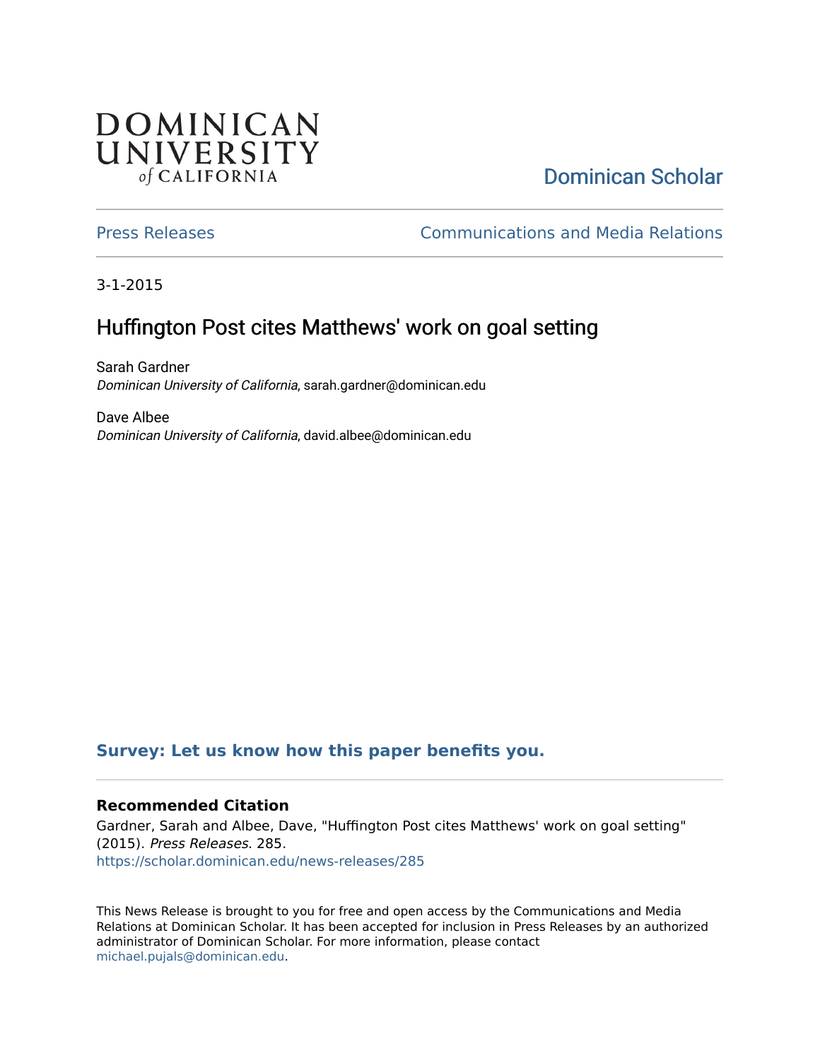DOMINICAN UNIVERSITY of CALIFORNIA

Dominican Scholar

Press Releases

Communications and Media Relations

3-1-2015

# Huffington Post cites Matthews' work on goal setting

Sarah Gardner
*Dominican University of California*, sarah.gardner@dominican.edu

Dave Albee
*Dominican University of California*, david.albee@dominican.edu

**Survey: Let us know how this paper benefits you.**

### Recommended Citation

Gardner, Sarah and Albee, Dave, "Huffington Post cites Matthews' work on goal setting" (2015). *Press Releases*. 285.
https://scholar.dominican.edu/news-releases/285

This News Release is brought to you for free and open access by the Communications and Media Relations at Dominican Scholar. It has been accepted for inclusion in Press Releases by an authorized administrator of Dominican Scholar. For more information, please contact michael.pujals@dominican.edu.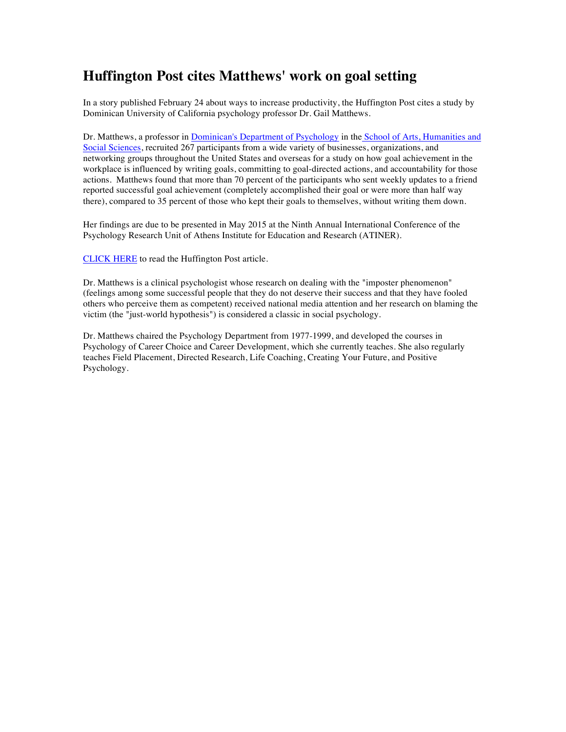# Huffington Post cites Matthews' work on goal setting

In a story published February 24 about ways to increase productivity, the Huffington Post cites a study by Dominican University of California psychology professor Dr. Gail Matthews.

Dr. Matthews, a professor in Dominican's Department of Psychology in the School of Arts, Humanities and Social Sciences, recruited 267 participants from a wide variety of businesses, organizations, and networking groups throughout the United States and overseas for a study on how goal achievement in the workplace is influenced by writing goals, committing to goal-directed actions, and accountability for those actions. Matthews found that more than 70 percent of the participants who sent weekly updates to a friend reported successful goal achievement (completely accomplished their goal or were more than half way there), compared to 35 percent of those who kept their goals to themselves, without writing them down.

Her findings are due to be presented in May 2015 at the Ninth Annual International Conference of the Psychology Research Unit of Athens Institute for Education and Research (ATINER).

CLICK HERE to read the Huffington Post article.

Dr. Matthews is a clinical psychologist whose research on dealing with the "imposter phenomenon" (feelings among some successful people that they do not deserve their success and that they have fooled others who perceive them as competent) received national media attention and her research on blaming the victim (the "just-world hypothesis") is considered a classic in social psychology.

Dr. Matthews chaired the Psychology Department from 1977-1999, and developed the courses in Psychology of Career Choice and Career Development, which she currently teaches. She also regularly teaches Field Placement, Directed Research, Life Coaching, Creating Your Future, and Positive Psychology.